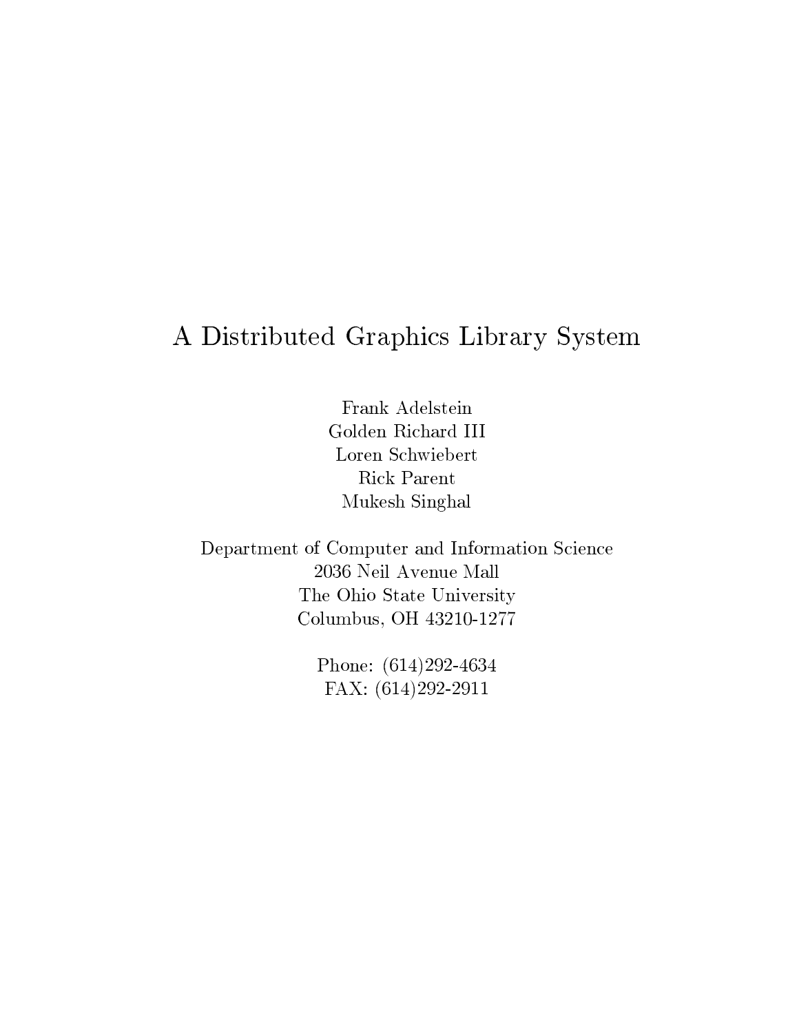# A Distributed Graphics Library System

Frank Adelstein
Golden Richard III
Loren Schwiebert
Rick Parent
Mukesh Singhal

Department of Computer and Information Science
2036 Neil Avenue Mall
The Ohio State University
Columbus, OH 43210-1277

Phone: (614)292-4634
FAX: (614)292-2911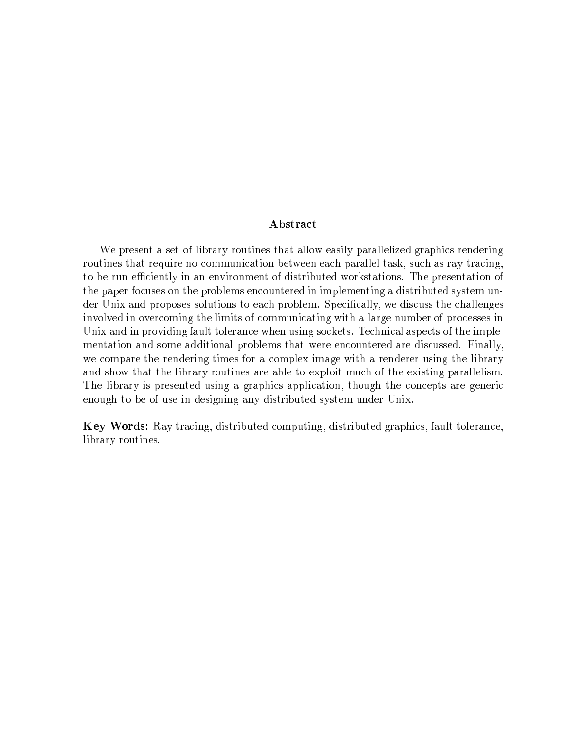## Abstract

We present a set of library routines that allow easily parallelized graphics rendering routines that require no communication between each parallel task, such as ray-tracing, to be run efficiently in an environment of distributed workstations. The presentation of the paper focuses on the problems encountered in implementing a distributed system under Unix and proposes solutions to each problem. Specifically, we discuss the challenges involved in overcoming the limits of communicating with a large number of processes in Unix and in providing fault tolerance when using sockets. Technical aspects of the implementation and some additional problems that were encountered are discussed. Finally, we compare the rendering times for a complex image with a renderer using the library and show that the library routines are able to exploit much of the existing parallelism. The library is presented using a graphics application, though the concepts are generic enough to be of use in designing any distributed system under Unix.

**Key Words:** Ray tracing, distributed computing, distributed graphics, fault tolerance, library routines.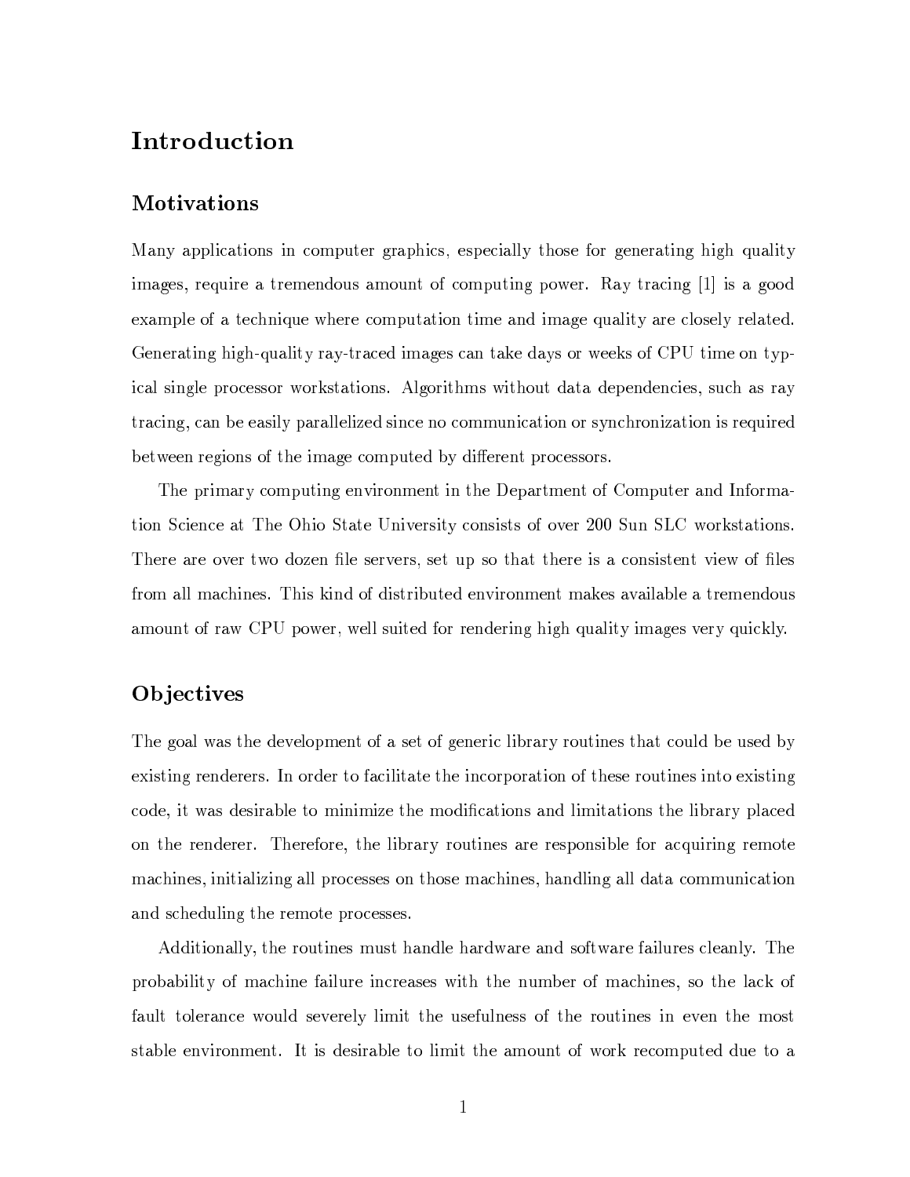# Introduction

## Motivations

Many applications in computer graphics, especially those for generating high quality images, require a tremendous amount of computing power. Ray tracing [1] is a good example of a technique where computation time and image quality are closely related. Generating high-quality ray-traced images can take days or weeks of CPU time on typical single processor workstations. Algorithms without data dependencies, such as ray tracing, can be easily parallelized since no communication or synchronization is required between regions of the image computed by different processors.

The primary computing environment in the Department of Computer and Information Science at The Ohio State University consists of over 200 Sun SLC workstations. There are over two dozen file servers, set up so that there is a consistent view of files from all machines. This kind of distributed environment makes available a tremendous amount of raw CPU power, well suited for rendering high quality images very quickly.

## Objectives

The goal was the development of a set of generic library routines that could be used by existing renderers. In order to facilitate the incorporation of these routines into existing code, it was desirable to minimize the modifications and limitations the library placed on the renderer. Therefore, the library routines are responsible for acquiring remote machines, initializing all processes on those machines, handling all data communication and scheduling the remote processes.

Additionally, the routines must handle hardware and software failures cleanly. The probability of machine failure increases with the number of machines, so the lack of fault tolerance would severely limit the usefulness of the routines in even the most stable environment. It is desirable to limit the amount of work recomputed due to a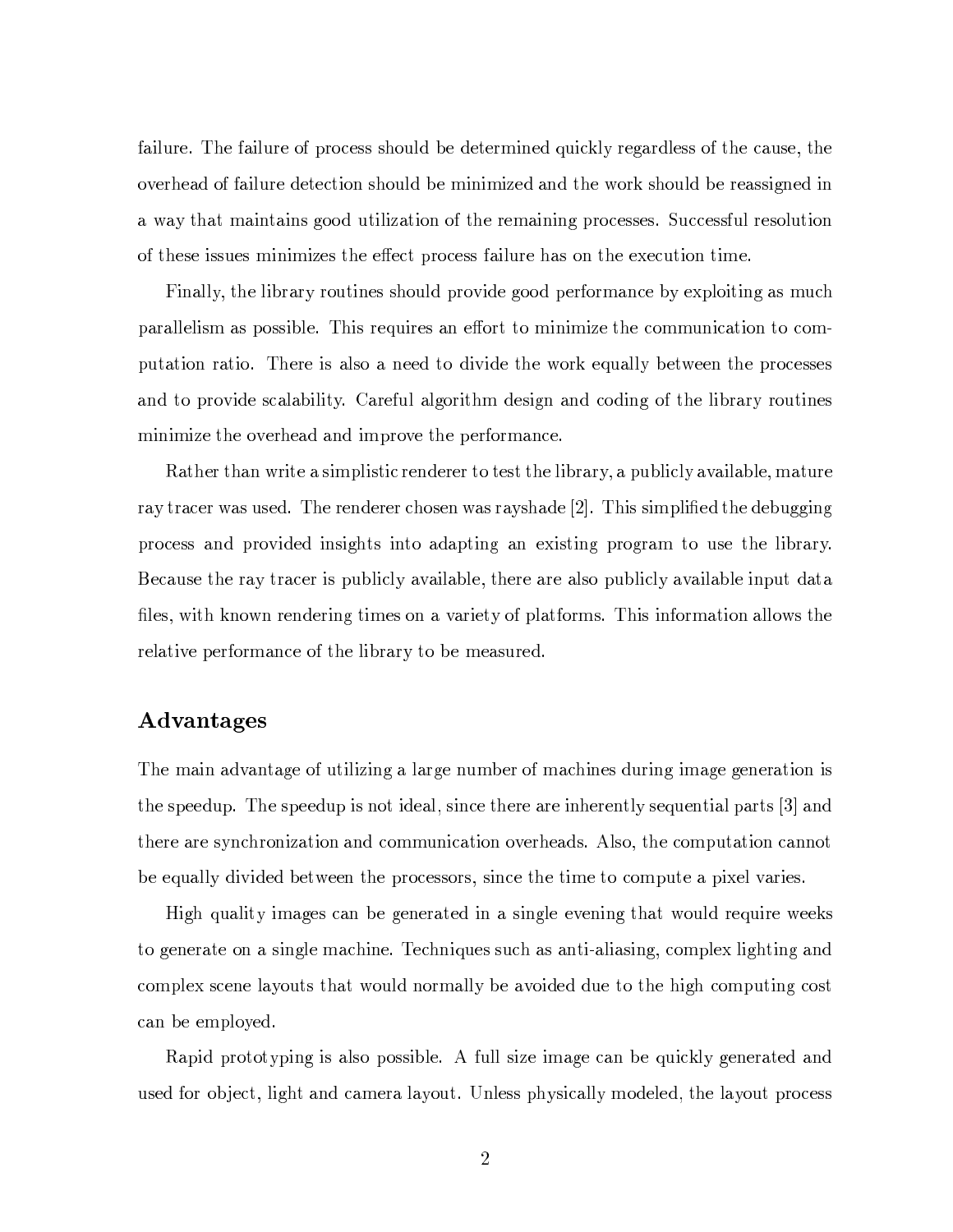failure. The failure of process should be determined quickly regardless of the cause, the overhead of failure detection should be minimized and the work should be reassigned in a way that maintains good utilization of the remaining processes. Successful resolution of these issues minimizes the effect process failure has on the execution time.

Finally, the library routines should provide good performance by exploiting as much parallelism as possible. This requires an effort to minimize the communication to computation ratio. There is also a need to divide the work equally between the processes and to provide scalability. Careful algorithm design and coding of the library routines minimize the overhead and improve the performance.

Rather than write a simplistic renderer to test the library, a publicly available, mature ray tracer was used. The renderer chosen was rayshade [2]. This simplified the debugging process and provided insights into adapting an existing program to use the library. Because the ray tracer is publicly available, there are also publicly available input data files, with known rendering times on a variety of platforms. This information allows the relative performance of the library to be measured.

## Advantages

The main advantage of utilizing a large number of machines during image generation is the speedup. The speedup is not ideal, since there are inherently sequential parts [3] and there are synchronization and communication overheads. Also, the computation cannot be equally divided between the processors, since the time to compute a pixel varies.

High quality images can be generated in a single evening that would require weeks to generate on a single machine. Techniques such as anti-aliasing, complex lighting and complex scene layouts that would normally be avoided due to the high computing cost can be employed.

Rapid prototyping is also possible. A full size image can be quickly generated and used for object, light and camera layout. Unless physically modeled, the layout process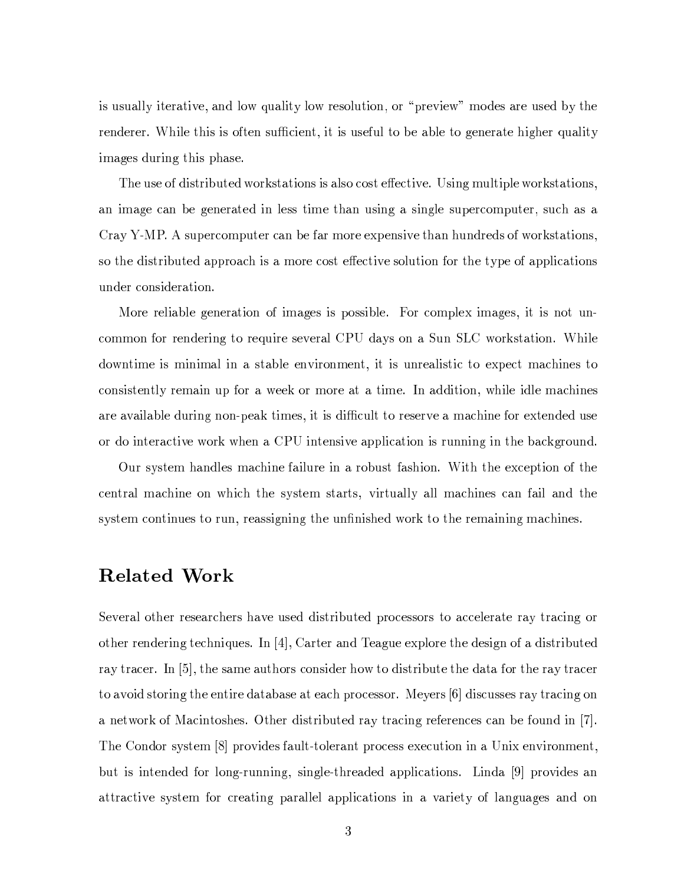is usually iterative, and low quality low resolution, or "preview" modes are used by the renderer. While this is often sufficient, it is useful to be able to generate higher quality images during this phase.

The use of distributed workstations is also cost effective. Using multiple workstations, an image can be generated in less time than using a single supercomputer, such as a Cray Y-MP. A supercomputer can be far more expensive than hundreds of workstations, so the distributed approach is a more cost effective solution for the type of applications under consideration.

More reliable generation of images is possible. For complex images, it is not uncommon for rendering to require several CPU days on a Sun SLC workstation. While downtime is minimal in a stable environment, it is unrealistic to expect machines to consistently remain up for a week or more at a time. In addition, while idle machines are available during non-peak times, it is difficult to reserve a machine for extended use or do interactive work when a CPU intensive application is running in the background.

Our system handles machine failure in a robust fashion. With the exception of the central machine on which the system starts, virtually all machines can fail and the system continues to run, reassigning the unfinished work to the remaining machines.

## Related Work

Several other researchers have used distributed processors to accelerate ray tracing or other rendering techniques. In [4], Carter and Teague explore the design of a distributed ray tracer. In [5], the same authors consider how to distribute the data for the ray tracer to avoid storing the entire database at each processor. Meyers [6] discusses ray tracing on a network of Macintoshes. Other distributed ray tracing references can be found in [7]. The Condor system [8] provides fault-tolerant process execution in a Unix environment, but is intended for long-running, single-threaded applications. Linda [9] provides an attractive system for creating parallel applications in a variety of languages and on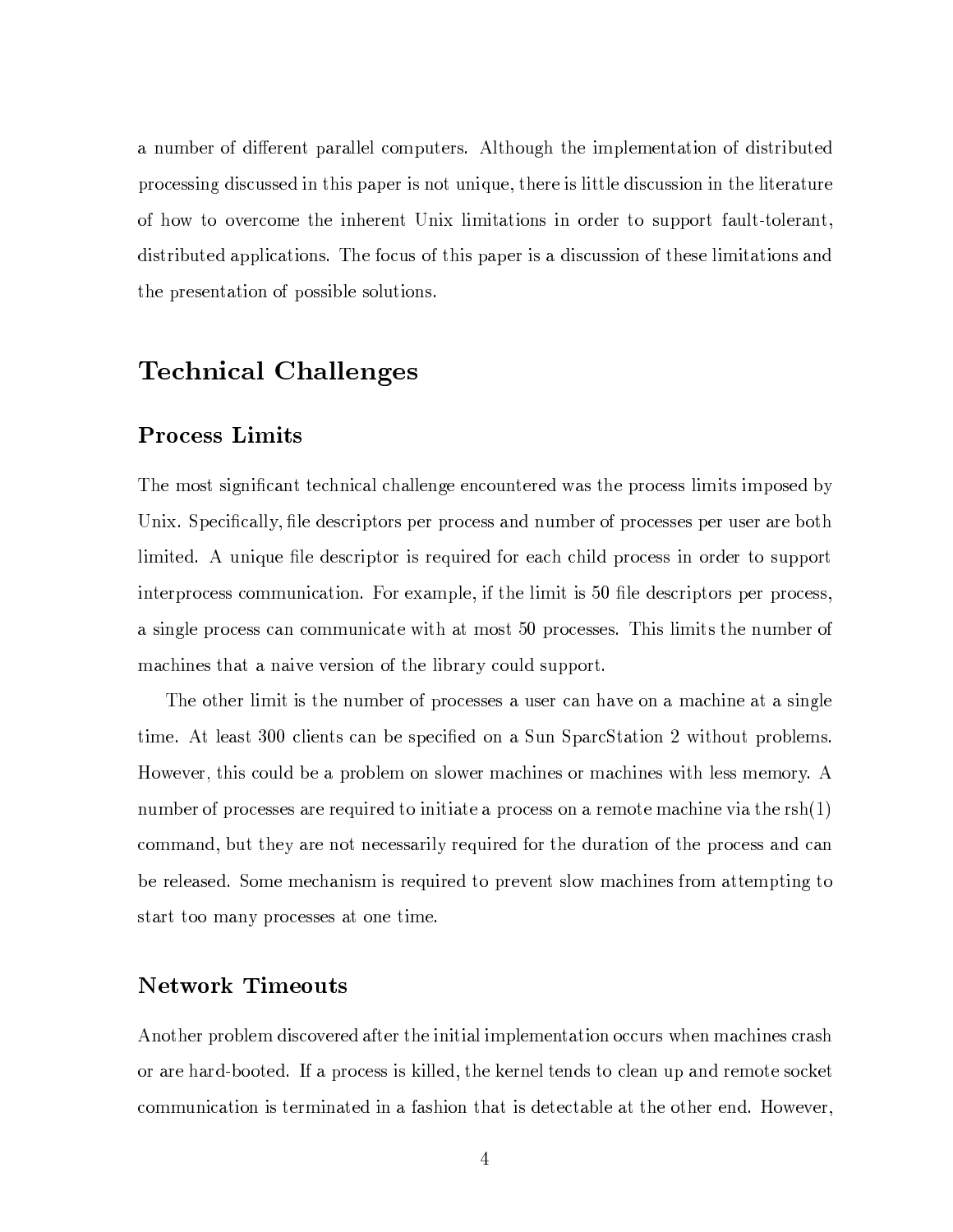a number of different parallel computers. Although the implementation of distributed processing discussed in this paper is not unique, there is little discussion in the literature of how to overcome the inherent Unix limitations in order to support fault-tolerant, distributed applications. The focus of this paper is a discussion of these limitations and the presentation of possible solutions.

# Technical Challenges

## Process Limits

The most significant technical challenge encountered was the process limits imposed by Unix. Specifically, file descriptors per process and number of processes per user are both limited. A unique file descriptor is required for each child process in order to support interprocess communication. For example, if the limit is 50 file descriptors per process, a single process can communicate with at most 50 processes. This limits the number of machines that a naive version of the library could support.

The other limit is the number of processes a user can have on a machine at a single time. At least 300 clients can be specified on a Sun SparcStation 2 without problems. However, this could be a problem on slower machines or machines with less memory. A number of processes are required to initiate a process on a remote machine via the rsh(1) command, but they are not necessarily required for the duration of the process and can be released. Some mechanism is required to prevent slow machines from attempting to start too many processes at one time.

## Network Timeouts

Another problem discovered after the initial implementation occurs when machines crash or are hard-booted. If a process is killed, the kernel tends to clean up and remote socket communication is terminated in a fashion that is detectable at the other end. However,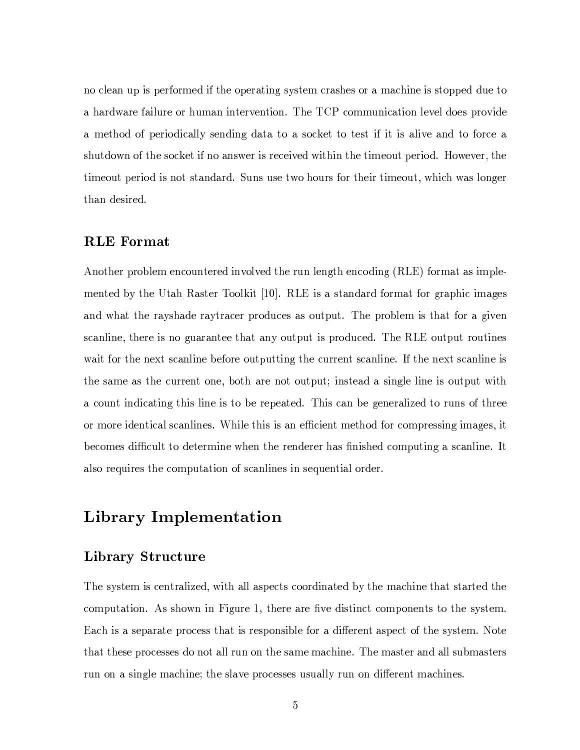no clean up is performed if the operating system crashes or a machine is stopped due to a hardware failure or human intervention. The TCP communication level does provide a method of periodically sending data to a socket to test if it is alive and to force a shutdown of the socket if no answer is received within the timeout period. However, the timeout period is not standard. Suns use two hours for their timeout, which was longer than desired.

### RLE Format

Another problem encountered involved the run length encoding (RLE) format as implemented by the Utah Raster Toolkit [10]. RLE is a standard format for graphic images and what the rayshade raytracer produces as output. The problem is that for a given scanline, there is no guarantee that any output is produced. The RLE output routines wait for the next scanline before outputting the current scanline. If the next scanline is the same as the current one, both are not output; instead a single line is output with a count indicating this line is to be repeated. This can be generalized to runs of three or more identical scanlines. While this is an efficient method for compressing images, it becomes difficult to determine when the renderer has finished computing a scanline. It also requires the computation of scanlines in sequential order.

## Library Implementation

### Library Structure

The system is centralized, with all aspects coordinated by the machine that started the computation. As shown in Figure 1, there are five distinct components to the system. Each is a separate process that is responsible for a different aspect of the system. Note that these processes do not all run on the same machine. The master and all submasters run on a single machine; the slave processes usually run on different machines.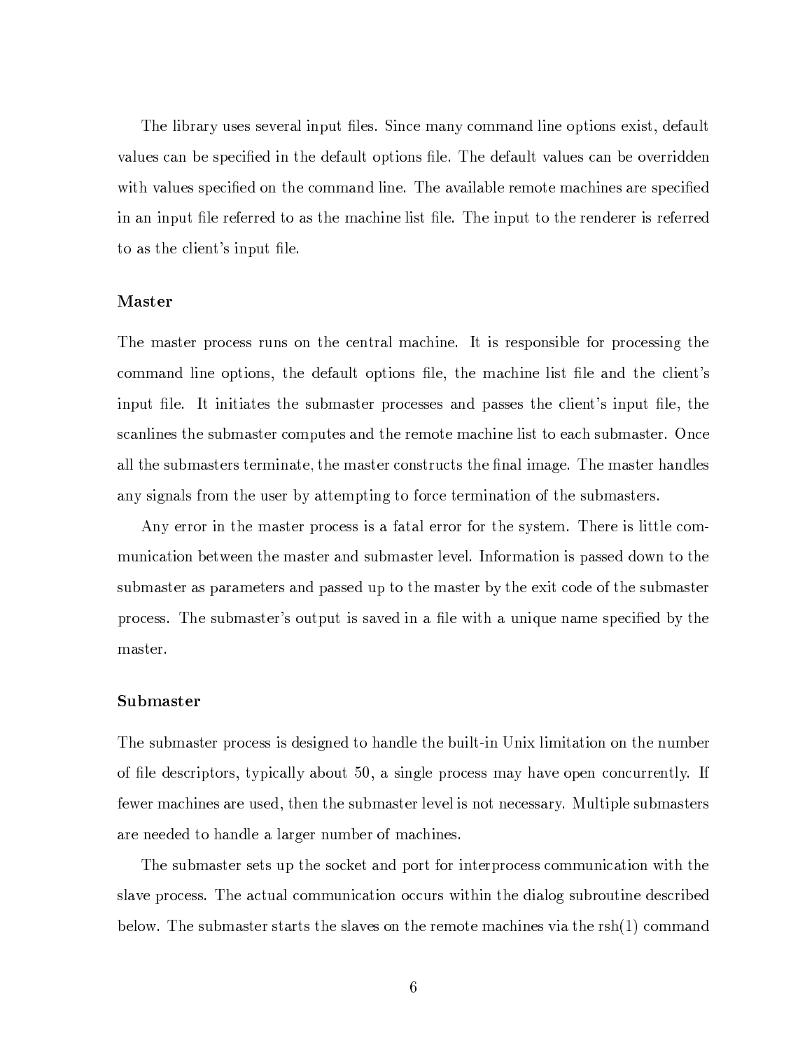The library uses several input files. Since many command line options exist, default values can be specified in the default options file. The default values can be overridden with values specified on the command line. The available remote machines are specified in an input file referred to as the machine list file. The input to the renderer is referred to as the client's input file.

### Master

The master process runs on the central machine. It is responsible for processing the command line options, the default options file, the machine list file and the client's input file. It initiates the submaster processes and passes the client's input file, the scanlines the submaster computes and the remote machine list to each submaster. Once all the submasters terminate, the master constructs the final image. The master handles any signals from the user by attempting to force termination of the submasters.

Any error in the master process is a fatal error for the system. There is little communication between the master and submaster level. Information is passed down to the submaster as parameters and passed up to the master by the exit code of the submaster process. The submaster's output is saved in a file with a unique name specified by the master.

### Submaster

The submaster process is designed to handle the built-in Unix limitation on the number of file descriptors, typically about 50, a single process may have open concurrently. If fewer machines are used, then the submaster level is not necessary. Multiple submasters are needed to handle a larger number of machines.

The submaster sets up the socket and port for interprocess communication with the slave process. The actual communication occurs within the dialog subroutine described below. The submaster starts the slaves on the remote machines via the rsh(1) command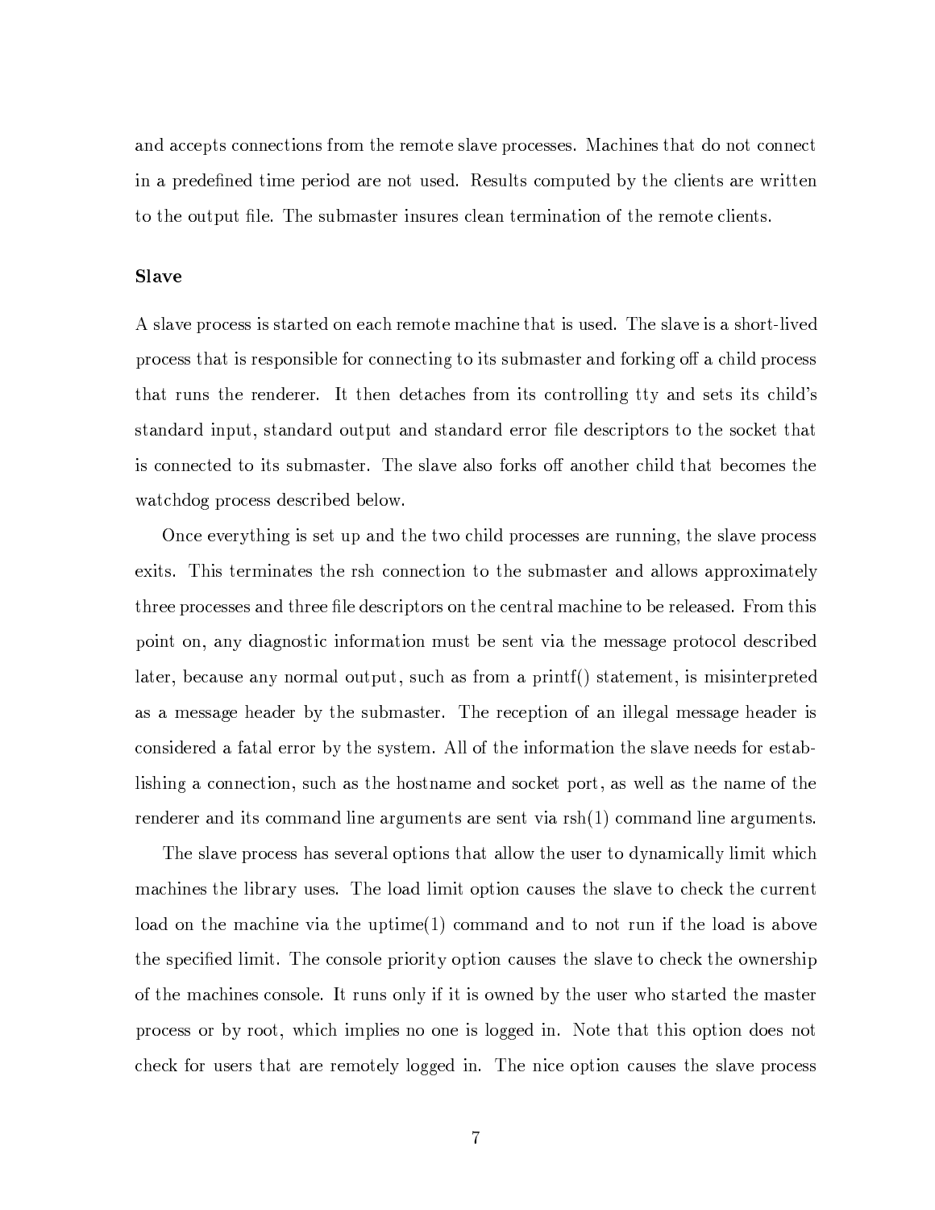and accepts connections from the remote slave processes. Machines that do not connect in a predefined time period are not used. Results computed by the clients are written to the output file. The submaster insures clean termination of the remote clients.

### Slave

A slave process is started on each remote machine that is used. The slave is a short-lived process that is responsible for connecting to its submaster and forking off a child process that runs the renderer. It then detaches from its controlling tty and sets its child's standard input, standard output and standard error file descriptors to the socket that is connected to its submaster. The slave also forks off another child that becomes the watchdog process described below.

Once everything is set up and the two child processes are running, the slave process exits. This terminates the rsh connection to the submaster and allows approximately three processes and three file descriptors on the central machine to be released. From this point on, any diagnostic information must be sent via the message protocol described later, because any normal output, such as from a printf() statement, is misinterpreted as a message header by the submaster. The reception of an illegal message header is considered a fatal error by the system. All of the information the slave needs for establishing a connection, such as the hostname and socket port, as well as the name of the renderer and its command line arguments are sent via rsh(1) command line arguments.

The slave process has several options that allow the user to dynamically limit which machines the library uses. The load limit option causes the slave to check the current load on the machine via the uptime(1) command and to not run if the load is above the specified limit. The console priority option causes the slave to check the ownership of the machines console. It runs only if it is owned by the user who started the master process or by root, which implies no one is logged in. Note that this option does not check for users that are remotely logged in. The nice option causes the slave process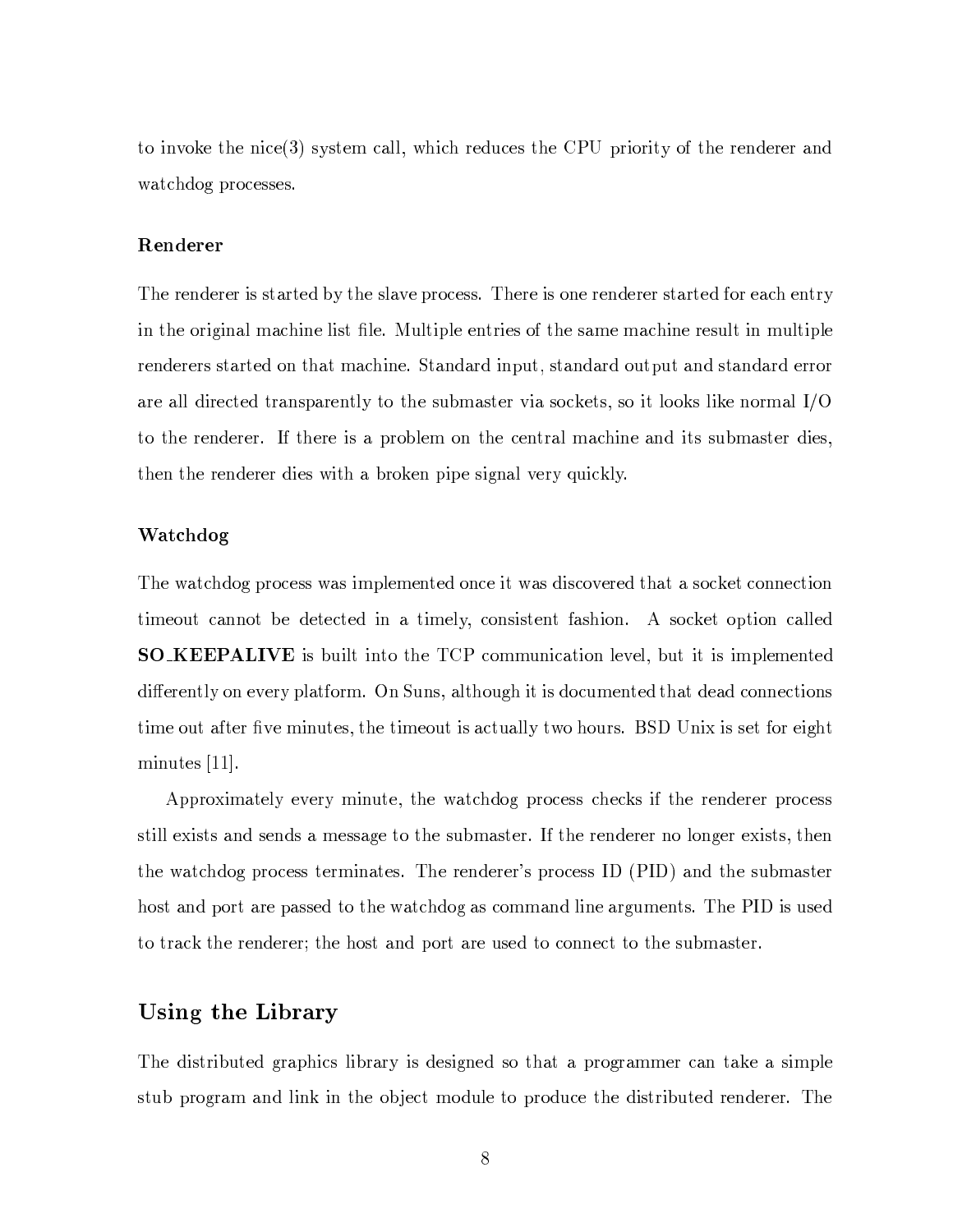to invoke the nice(3) system call, which reduces the CPU priority of the renderer and watchdog processes.

### Renderer

The renderer is started by the slave process. There is one renderer started for each entry in the original machine list file. Multiple entries of the same machine result in multiple renderers started on that machine. Standard input, standard output and standard error are all directed transparently to the submaster via sockets, so it looks like normal I/O to the renderer. If there is a problem on the central machine and its submaster dies, then the renderer dies with a broken pipe signal very quickly.

### Watchdog

The watchdog process was implemented once it was discovered that a socket connection timeout cannot be detected in a timely, consistent fashion. A socket option called **SO_KEEPALIVE** is built into the TCP communication level, but it is implemented differently on every platform. On Suns, although it is documented that dead connections time out after five minutes, the timeout is actually two hours. BSD Unix is set for eight minutes [11].

Approximately every minute, the watchdog process checks if the renderer process still exists and sends a message to the submaster. If the renderer no longer exists, then the watchdog process terminates. The renderer's process ID (PID) and the submaster host and port are passed to the watchdog as command line arguments. The PID is used to track the renderer; the host and port are used to connect to the submaster.

## Using the Library

The distributed graphics library is designed so that a programmer can take a simple stub program and link in the object module to produce the distributed renderer. The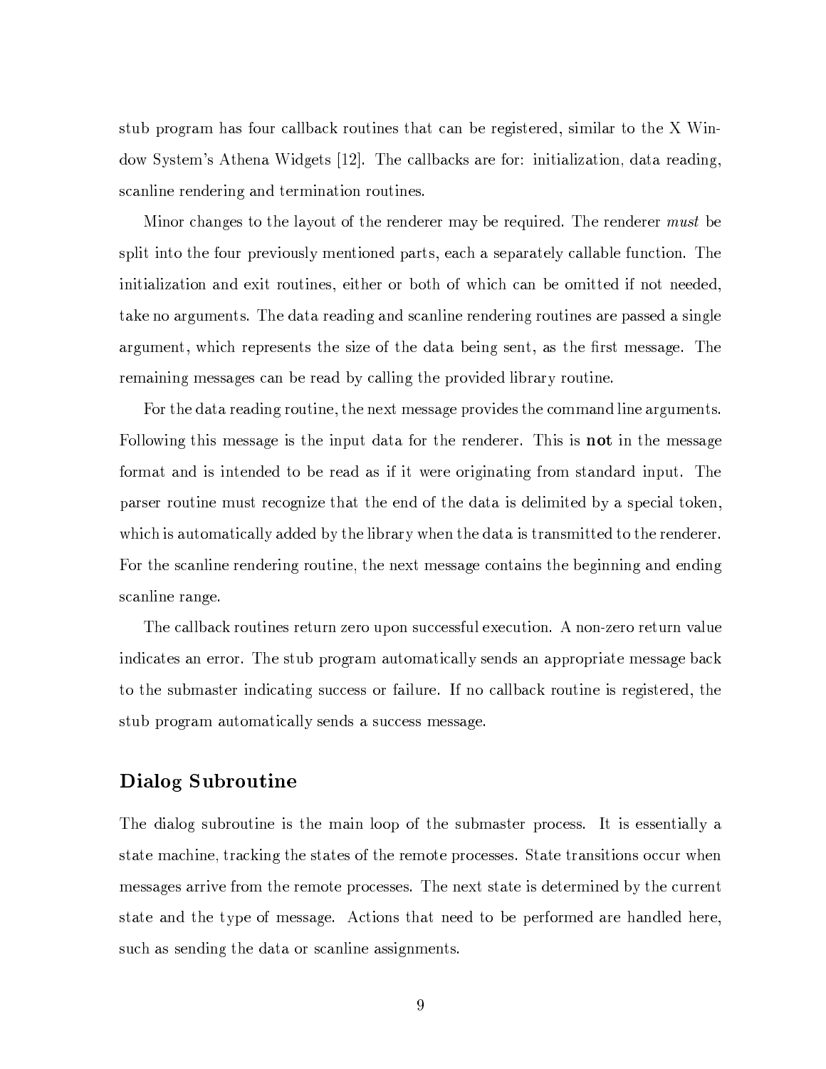stub program has four callback routines that can be registered, similar to the X Window System's Athena Widgets [12]. The callbacks are for: initialization, data reading, scanline rendering and termination routines.

Minor changes to the layout of the renderer may be required. The renderer *must* be split into the four previously mentioned parts, each a separately callable function. The initialization and exit routines, either or both of which can be omitted if not needed, take no arguments. The data reading and scanline rendering routines are passed a single argument, which represents the size of the data being sent, as the first message. The remaining messages can be read by calling the provided library routine.

For the data reading routine, the next message provides the command line arguments. Following this message is the input data for the renderer. This is **not** in the message format and is intended to be read as if it were originating from standard input. The parser routine must recognize that the end of the data is delimited by a special token, which is automatically added by the library when the data is transmitted to the renderer. For the scanline rendering routine, the next message contains the beginning and ending scanline range.

The callback routines return zero upon successful execution. A non-zero return value indicates an error. The stub program automatically sends an appropriate message back to the submaster indicating success or failure. If no callback routine is registered, the stub program automatically sends a success message.

### Dialog Subroutine

The dialog subroutine is the main loop of the submaster process. It is essentially a state machine, tracking the states of the remote processes. State transitions occur when messages arrive from the remote processes. The next state is determined by the current state and the type of message. Actions that need to be performed are handled here, such as sending the data or scanline assignments.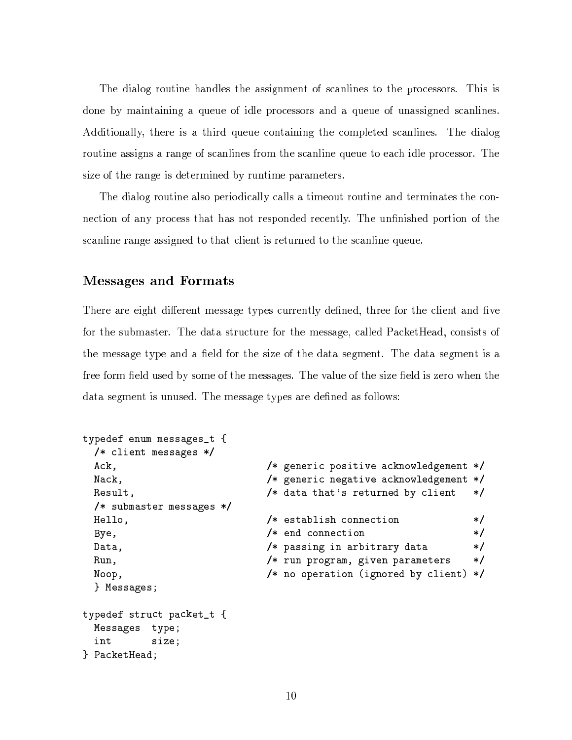The dialog routine handles the assignment of scanlines to the processors. This is done by maintaining a queue of idle processors and a queue of unassigned scanlines. Additionally, there is a third queue containing the completed scanlines. The dialog routine assigns a range of scanlines from the scanline queue to each idle processor. The size of the range is determined by runtime parameters.

The dialog routine also periodically calls a timeout routine and terminates the connection of any process that has not responded recently. The unfinished portion of the scanline range assigned to that client is returned to the scanline queue.

## Messages and Formats

There are eight different message types currently defined, three for the client and five for the submaster. The data structure for the message, called PacketHead, consists of the message type and a field for the size of the data segment. The data segment is a free form field used by some of the messages. The value of the size field is zero when the data segment is unused. The message types are defined as follows:

```
typedef enum messages_t {
  /* client messages */
  Ack,                      /* generic positive acknowledgement */
  Nack,                     /* generic negative acknowledgement */
  Result,                   /* data that's returned by client   */
  /* submaster messages */
  Hello,                    /* establish connection             */
  Bye,                      /* end connection                   */
  Data,                     /* passing in arbitrary data        */
  Run,                      /* run program, given parameters    */
  Noop,                     /* no operation (ignored by client) */
  } Messages;

typedef struct packet_t {
  Messages  type;
  int       size;
} PacketHead;
```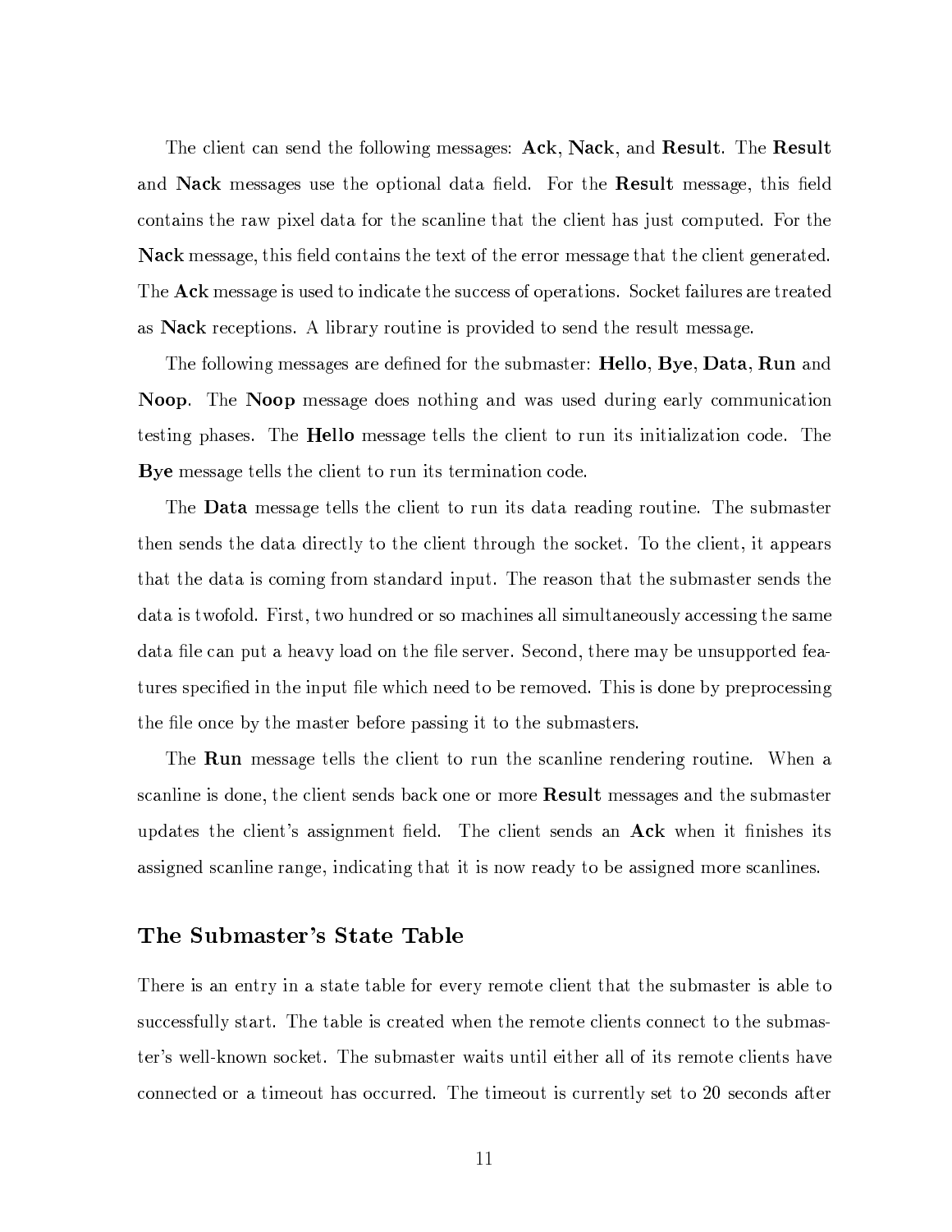The client can send the following messages: **Ack**, **Nack**, and **Result**. The **Result** and **Nack** messages use the optional data field. For the **Result** message, this field contains the raw pixel data for the scanline that the client has just computed. For the **Nack** message, this field contains the text of the error message that the client generated. The **Ack** message is used to indicate the success of operations. Socket failures are treated as **Nack** receptions. A library routine is provided to send the result message.

The following messages are defined for the submaster: **Hello**, **Bye**, **Data**, **Run** and **Noop**. The **Noop** message does nothing and was used during early communication testing phases. The **Hello** message tells the client to run its initialization code. The **Bye** message tells the client to run its termination code.

The **Data** message tells the client to run its data reading routine. The submaster then sends the data directly to the client through the socket. To the client, it appears that the data is coming from standard input. The reason that the submaster sends the data is twofold. First, two hundred or so machines all simultaneously accessing the same data file can put a heavy load on the file server. Second, there may be unsupported features specified in the input file which need to be removed. This is done by preprocessing the file once by the master before passing it to the submasters.

The **Run** message tells the client to run the scanline rendering routine. When a scanline is done, the client sends back one or more **Result** messages and the submaster updates the client's assignment field. The client sends an **Ack** when it finishes its assigned scanline range, indicating that it is now ready to be assigned more scanlines.

## The Submaster's State Table

There is an entry in a state table for every remote client that the submaster is able to successfully start. The table is created when the remote clients connect to the submaster's well-known socket. The submaster waits until either all of its remote clients have connected or a timeout has occurred. The timeout is currently set to 20 seconds after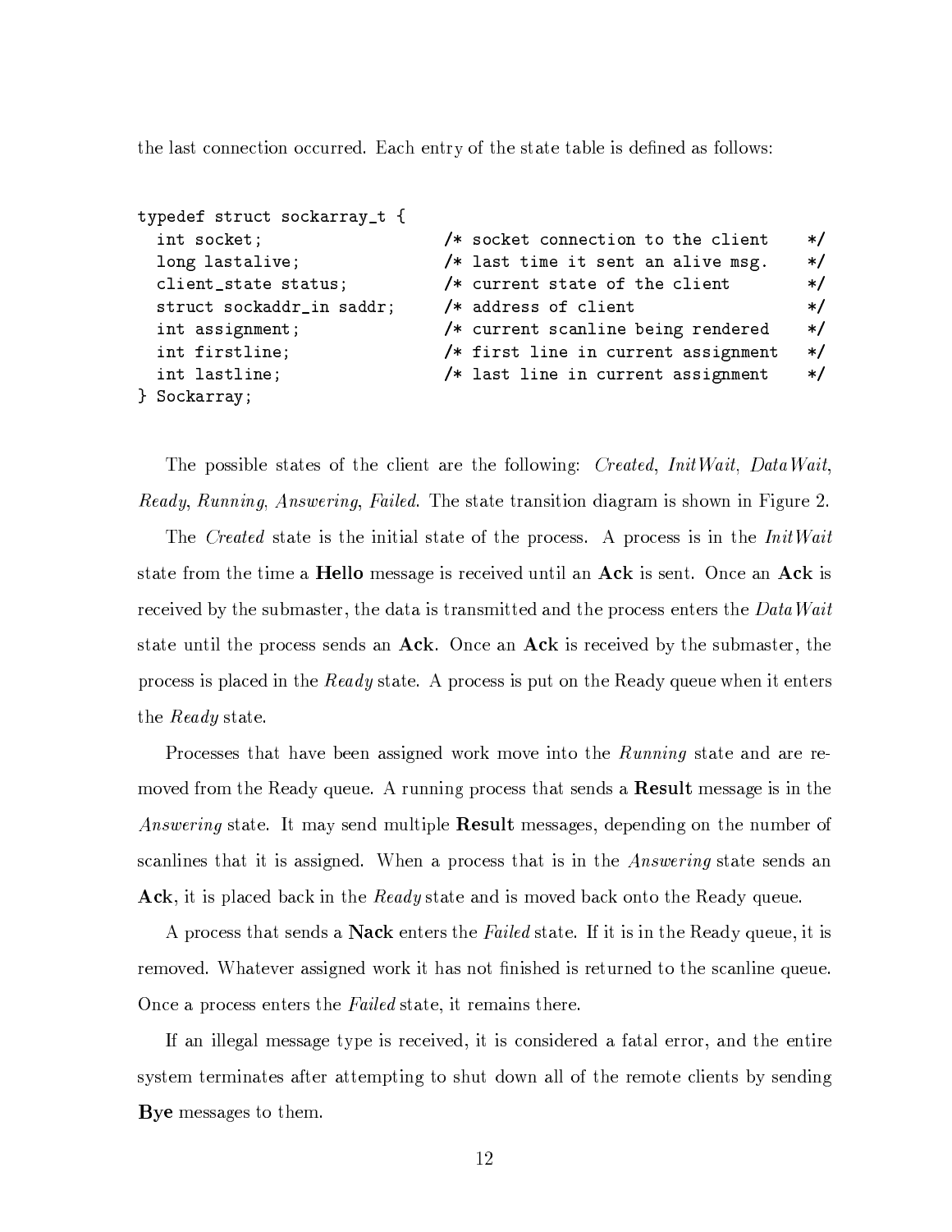the last connection occurred. Each entry of the state table is defined as follows:

```
typedef struct sockarray_t {
  int socket;                   /* socket connection to the client    */
  long lastalive;               /* last time it sent an alive msg.    */
  client_state status;          /* current state of the client        */
  struct sockaddr_in saddr;     /* address of client                  */
  int assignment;               /* current scanline being rendered    */
  int firstline;                /* first line in current assignment   */
  int lastline;                 /* last line in current assignment    */
} Sockarray;
```

The possible states of the client are the following: *Created*, *InitWait*, *DataWait*, *Ready*, *Running*, *Answering*, *Failed*. The state transition diagram is shown in Figure 2.

The *Created* state is the initial state of the process. A process is in the *InitWait* state from the time a **Hello** message is received until an **Ack** is sent. Once an **Ack** is received by the submaster, the data is transmitted and the process enters the *DataWait* state until the process sends an **Ack**. Once an **Ack** is received by the submaster, the process is placed in the *Ready* state. A process is put on the Ready queue when it enters the *Ready* state.

Processes that have been assigned work move into the *Running* state and are removed from the Ready queue. A running process that sends a **Result** message is in the *Answering* state. It may send multiple **Result** messages, depending on the number of scanlines that it is assigned. When a process that is in the *Answering* state sends an **Ack**, it is placed back in the *Ready* state and is moved back onto the Ready queue.

A process that sends a **Nack** enters the *Failed* state. If it is in the Ready queue, it is removed. Whatever assigned work it has not finished is returned to the scanline queue. Once a process enters the *Failed* state, it remains there.

If an illegal message type is received, it is considered a fatal error, and the entire system terminates after attempting to shut down all of the remote clients by sending **Bye** messages to them.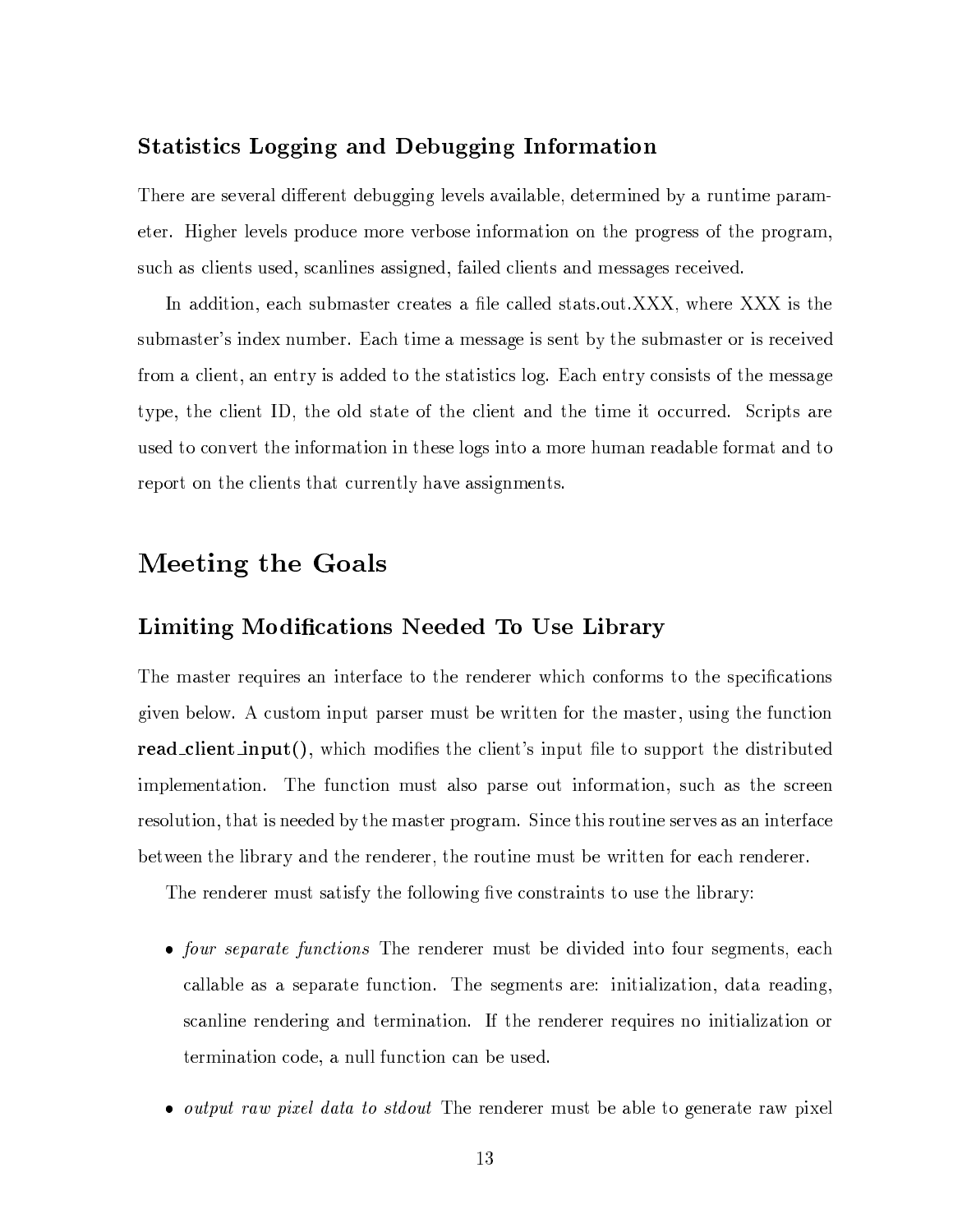### Statistics Logging and Debugging Information

There are several different debugging levels available, determined by a runtime parameter. Higher levels produce more verbose information on the progress of the program, such as clients used, scanlines assigned, failed clients and messages received.

In addition, each submaster creates a file called stats.out.XXX, where XXX is the submaster's index number. Each time a message is sent by the submaster or is received from a client, an entry is added to the statistics log. Each entry consists of the message type, the client ID, the old state of the client and the time it occurred. Scripts are used to convert the information in these logs into a more human readable format and to report on the clients that currently have assignments.

## Meeting the Goals

### Limiting Modifications Needed To Use Library

The master requires an interface to the renderer which conforms to the specifications given below. A custom input parser must be written for the master, using the function **read_client_input()**, which modifies the client's input file to support the distributed implementation. The function must also parse out information, such as the screen resolution, that is needed by the master program. Since this routine serves as an interface between the library and the renderer, the routine must be written for each renderer.

The renderer must satisfy the following five constraints to use the library:

- *four separate functions* The renderer must be divided into four segments, each callable as a separate function. The segments are: initialization, data reading, scanline rendering and termination. If the renderer requires no initialization or termination code, a null function can be used.
- *output raw pixel data to stdout* The renderer must be able to generate raw pixel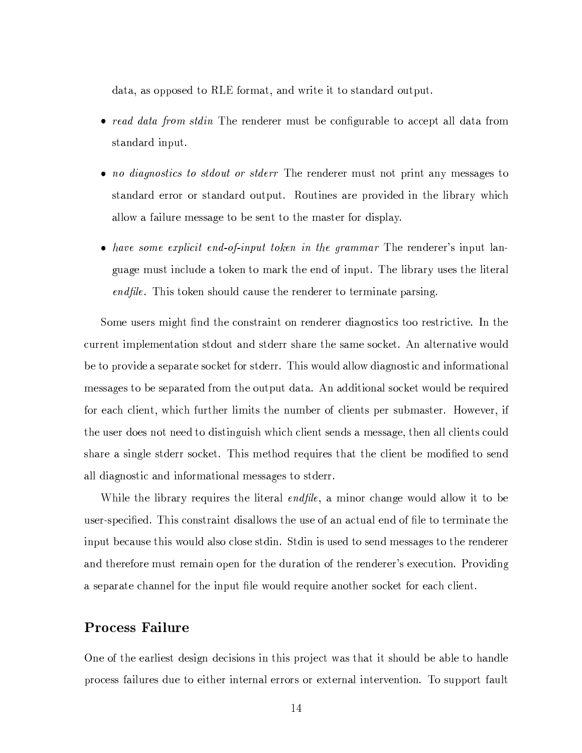data, as opposed to RLE format, and write it to standard output.

- *read data from stdin* The renderer must be configurable to accept all data from standard input.

- *no diagnostics to stdout or stderr* The renderer must not print any messages to standard error or standard output. Routines are provided in the library which allow a failure message to be sent to the master for display.

- *have some explicit end-of-input token in the grammar* The renderer's input language must include a token to mark the end of input. The library uses the literal *endfile*. This token should cause the renderer to terminate parsing.

Some users might find the constraint on renderer diagnostics too restrictive. In the current implementation stdout and stderr share the same socket. An alternative would be to provide a separate socket for stderr. This would allow diagnostic and informational messages to be separated from the output data. An additional socket would be required for each client, which further limits the number of clients per submaster. However, if the user does not need to distinguish which client sends a message, then all clients could share a single stderr socket. This method requires that the client be modified to send all diagnostic and informational messages to stderr.

While the library requires the literal *endfile*, a minor change would allow it to be user-specified. This constraint disallows the use of an actual end of file to terminate the input because this would also close stdin. Stdin is used to send messages to the renderer and therefore must remain open for the duration of the renderer's execution. Providing a separate channel for the input file would require another socket for each client.

## Process Failure

One of the earliest design decisions in this project was that it should be able to handle process failures due to either internal errors or external intervention. To support fault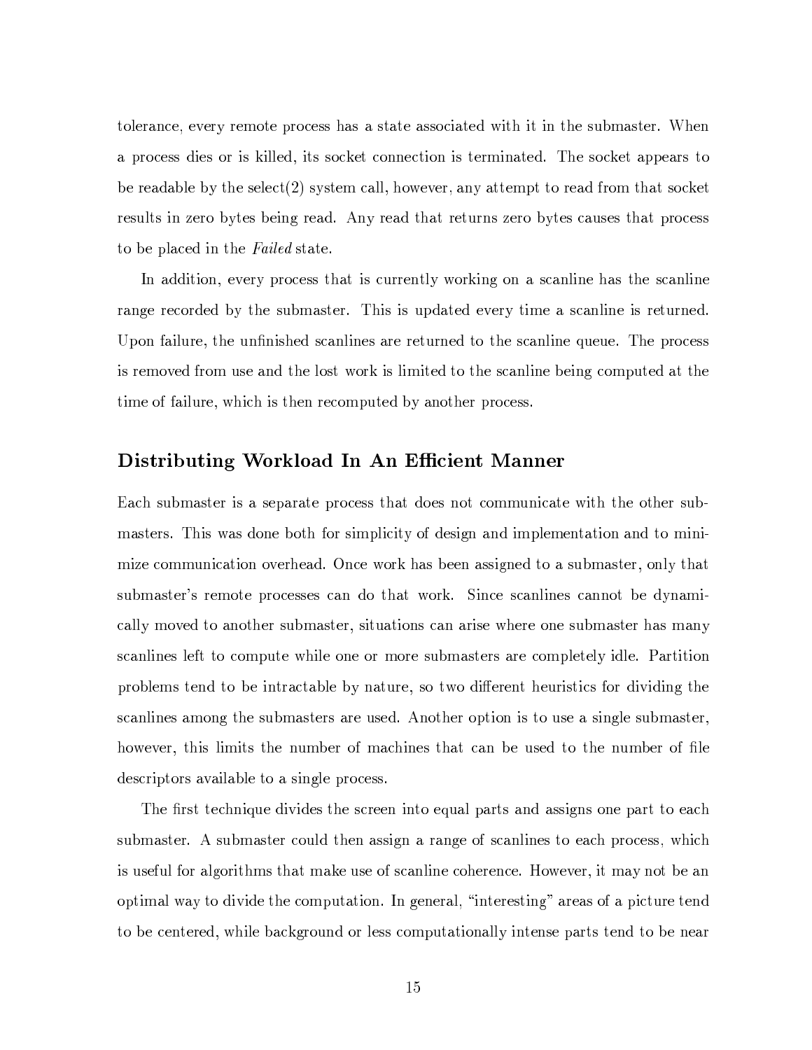tolerance, every remote process has a state associated with it in the submaster. When a process dies or is killed, its socket connection is terminated. The socket appears to be readable by the select(2) system call, however, any attempt to read from that socket results in zero bytes being read. Any read that returns zero bytes causes that process to be placed in the *Failed* state.

In addition, every process that is currently working on a scanline has the scanline range recorded by the submaster. This is updated every time a scanline is returned. Upon failure, the unfinished scanlines are returned to the scanline queue. The process is removed from use and the lost work is limited to the scanline being computed at the time of failure, which is then recomputed by another process.

## Distributing Workload In An Efficient Manner

Each submaster is a separate process that does not communicate with the other submasters. This was done both for simplicity of design and implementation and to minimize communication overhead. Once work has been assigned to a submaster, only that submaster's remote processes can do that work. Since scanlines cannot be dynamically moved to another submaster, situations can arise where one submaster has many scanlines left to compute while one or more submasters are completely idle. Partition problems tend to be intractable by nature, so two different heuristics for dividing the scanlines among the submasters are used. Another option is to use a single submaster, however, this limits the number of machines that can be used to the number of file descriptors available to a single process.

The first technique divides the screen into equal parts and assigns one part to each submaster. A submaster could then assign a range of scanlines to each process, which is useful for algorithms that make use of scanline coherence. However, it may not be an optimal way to divide the computation. In general, "interesting" areas of a picture tend to be centered, while background or less computationally intense parts tend to be near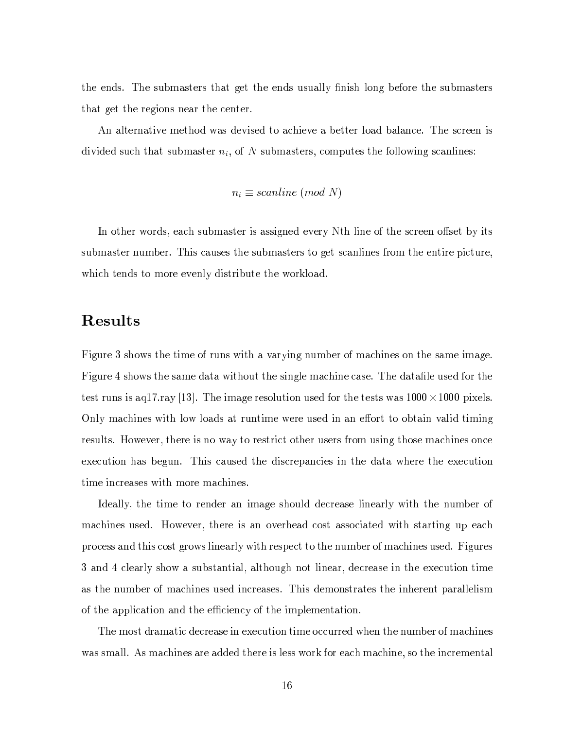the ends. The submasters that get the ends usually finish long before the submasters that get the regions near the center.

An alternative method was devised to achieve a better load balance. The screen is divided such that submaster $n_i$, of $N$ submasters, computes the following scanlines:

$$n_i \equiv scanline \ (mod \ N)$$

In other words, each submaster is assigned every Nth line of the screen offset by its submaster number. This causes the submasters to get scanlines from the entire picture, which tends to more evenly distribute the workload.

## Results

Figure 3 shows the time of runs with a varying number of machines on the same image. Figure 4 shows the same data without the single machine case. The datafile used for the test runs is aq17.ray [13]. The image resolution used for the tests was $1000 \times 1000$ pixels. Only machines with low loads at runtime were used in an effort to obtain valid timing results. However, there is no way to restrict other users from using those machines once execution has begun. This caused the discrepancies in the data where the execution time increases with more machines.

Ideally, the time to render an image should decrease linearly with the number of machines used. However, there is an overhead cost associated with starting up each process and this cost grows linearly with respect to the number of machines used. Figures 3 and 4 clearly show a substantial, although not linear, decrease in the execution time as the number of machines used increases. This demonstrates the inherent parallelism of the application and the efficiency of the implementation.

The most dramatic decrease in execution time occurred when the number of machines was small. As machines are added there is less work for each machine, so the incremental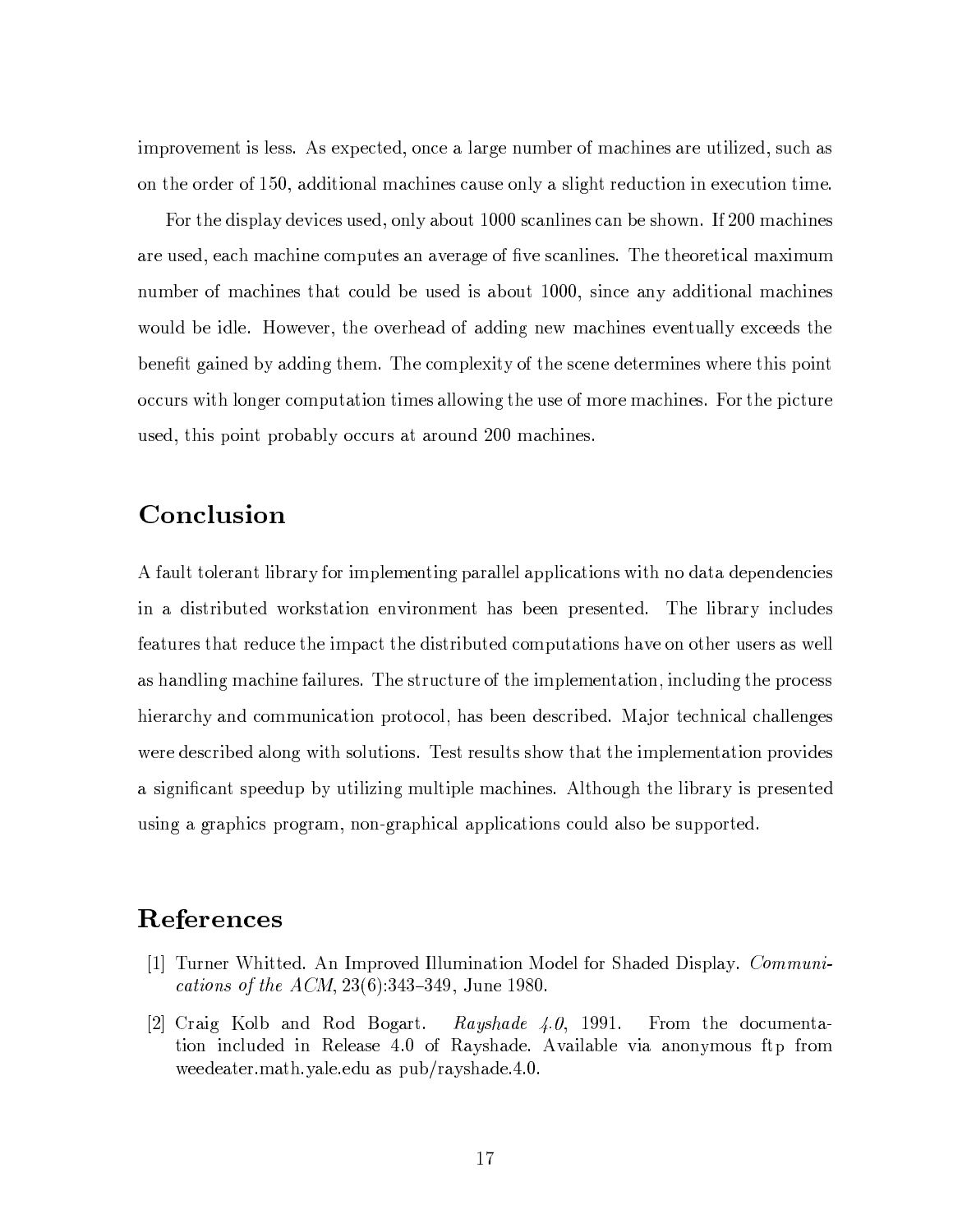improvement is less. As expected, once a large number of machines are utilized, such as on the order of 150, additional machines cause only a slight reduction in execution time.

For the display devices used, only about 1000 scanlines can be shown. If 200 machines are used, each machine computes an average of five scanlines. The theoretical maximum number of machines that could be used is about 1000, since any additional machines would be idle. However, the overhead of adding new machines eventually exceeds the benefit gained by adding them. The complexity of the scene determines where this point occurs with longer computation times allowing the use of more machines. For the picture used, this point probably occurs at around 200 machines.

## Conclusion

A fault tolerant library for implementing parallel applications with no data dependencies in a distributed workstation environment has been presented. The library includes features that reduce the impact the distributed computations have on other users as well as handling machine failures. The structure of the implementation, including the process hierarchy and communication protocol, has been described. Major technical challenges were described along with solutions. Test results show that the implementation provides a significant speedup by utilizing multiple machines. Although the library is presented using a graphics program, non-graphical applications could also be supported.

## References

[1] Turner Whitted. An Improved Illumination Model for Shaded Display. *Communications of the ACM*, 23(6):343–349, June 1980.

[2] Craig Kolb and Rod Bogart. *Rayshade 4.0*, 1991. From the documentation included in Release 4.0 of Rayshade. Available via anonymous ftp from weedeater.math.yale.edu as pub/rayshade.4.0.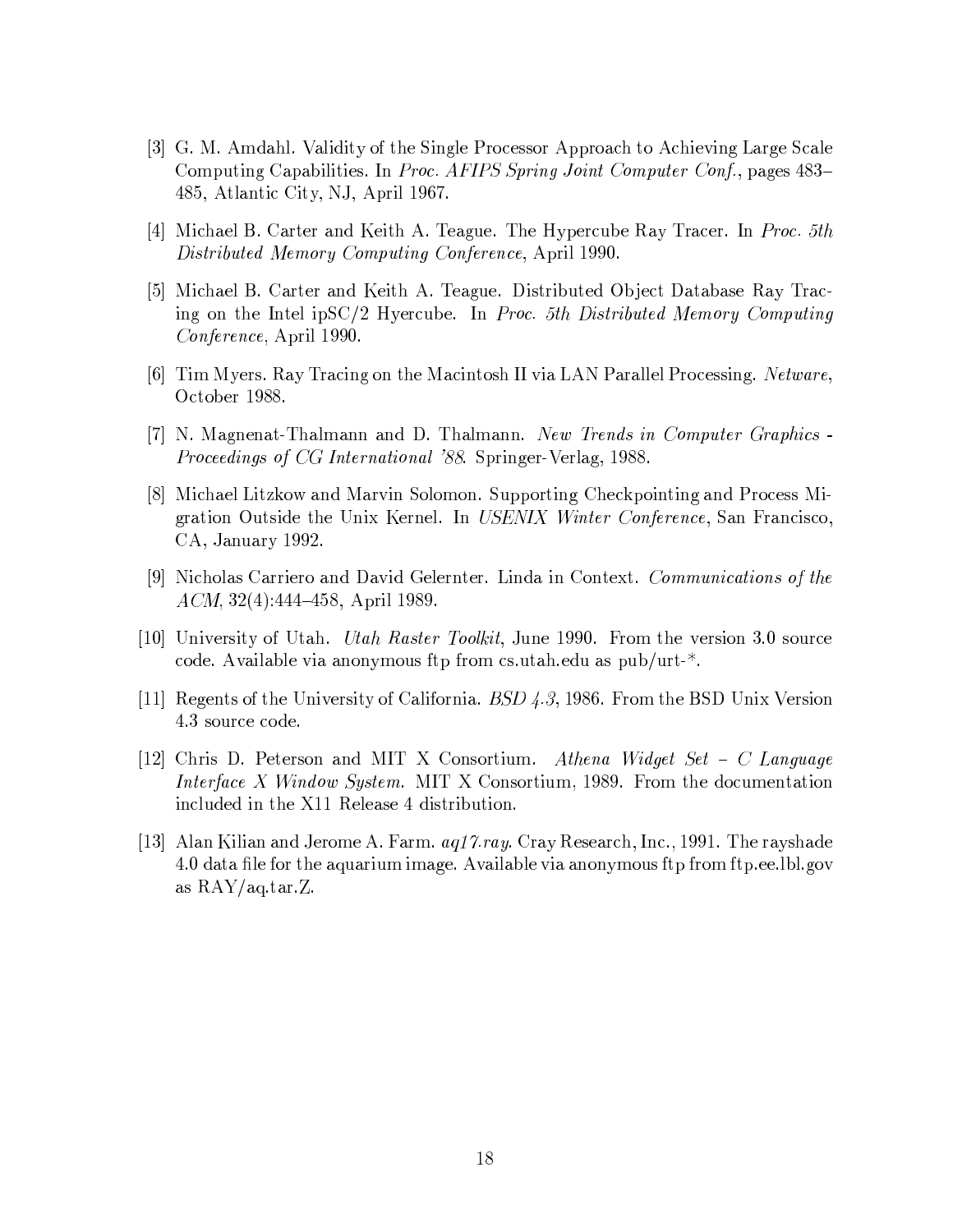[3] G. M. Amdahl. Validity of the Single Processor Approach to Achieving Large Scale Computing Capabilities. In *Proc. AFIPS Spring Joint Computer Conf.*, pages 483–485, Atlantic City, NJ, April 1967.

[4] Michael B. Carter and Keith A. Teague. The Hypercube Ray Tracer. In *Proc. 5th Distributed Memory Computing Conference*, April 1990.

[5] Michael B. Carter and Keith A. Teague. Distributed Object Database Ray Tracing on the Intel ipSC/2 Hyercube. In *Proc. 5th Distributed Memory Computing Conference*, April 1990.

[6] Tim Myers. Ray Tracing on the Macintosh II via LAN Parallel Processing. *Netware*, October 1988.

[7] N. Magnenat-Thalmann and D. Thalmann. *New Trends in Computer Graphics - Proceedings of CG International '88*. Springer-Verlag, 1988.

[8] Michael Litzkow and Marvin Solomon. Supporting Checkpointing and Process Migration Outside the Unix Kernel. In *USENIX Winter Conference*, San Francisco, CA, January 1992.

[9] Nicholas Carriero and David Gelernter. Linda in Context. *Communications of the ACM*, 32(4):444–458, April 1989.

[10] University of Utah. *Utah Raster Toolkit*, June 1990. From the version 3.0 source code. Available via anonymous ftp from cs.utah.edu as pub/urt-*.

[11] Regents of the University of California. *BSD 4.3*, 1986. From the BSD Unix Version 4.3 source code.

[12] Chris D. Peterson and MIT X Consortium. *Athena Widget Set – C Language Interface X Window System*. MIT X Consortium, 1989. From the documentation included in the X11 Release 4 distribution.

[13] Alan Kilian and Jerome A. Farm. *aq17.ray*. Cray Research, Inc., 1991. The rayshade 4.0 data file for the aquarium image. Available via anonymous ftp from ftp.ee.lbl.gov as RAY/aq.tar.Z.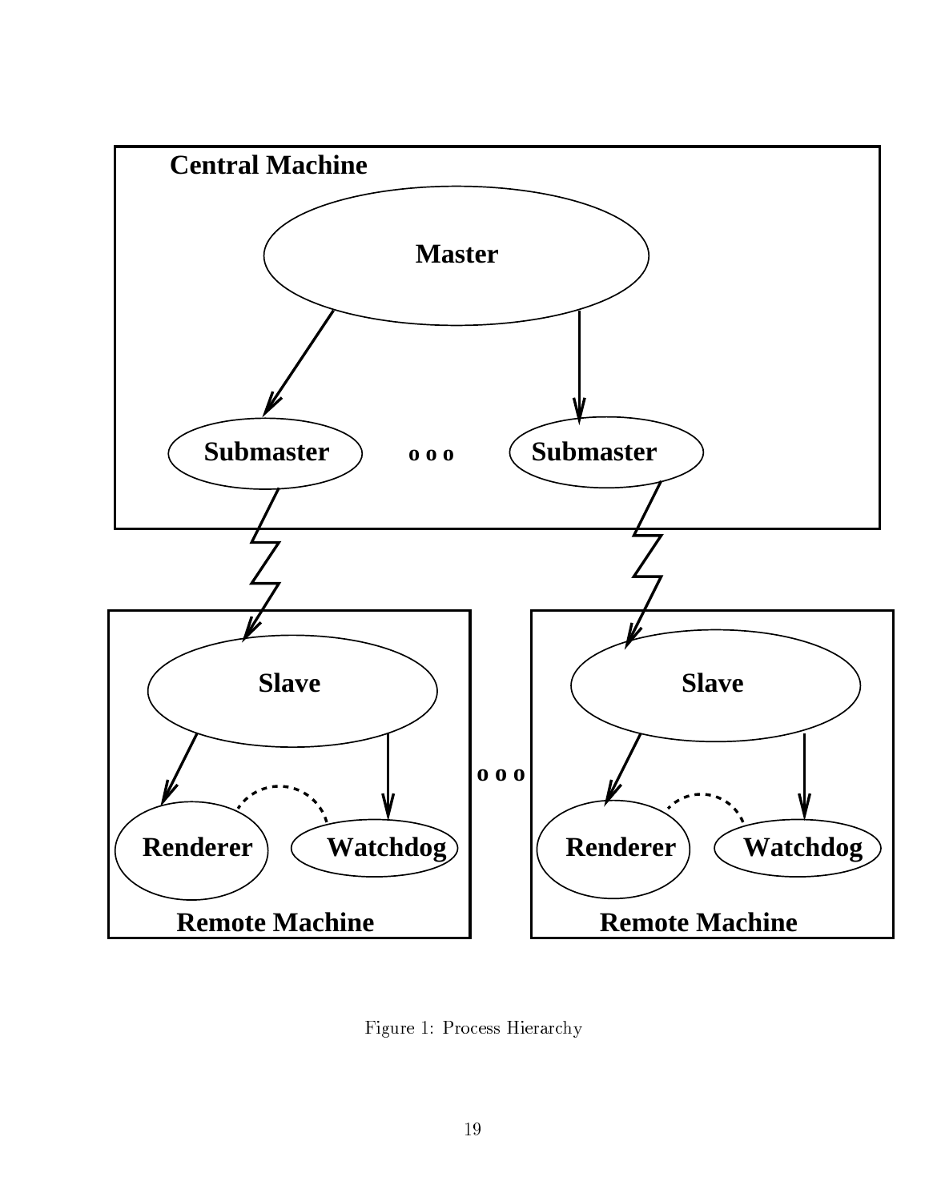Central Machine

Master

Submaster o o o Submaster

Slave

Renderer Watchdog

Remote Machine

o o o

Slave

Renderer Watchdog

Remote Machine

Figure 1: Process Hierarchy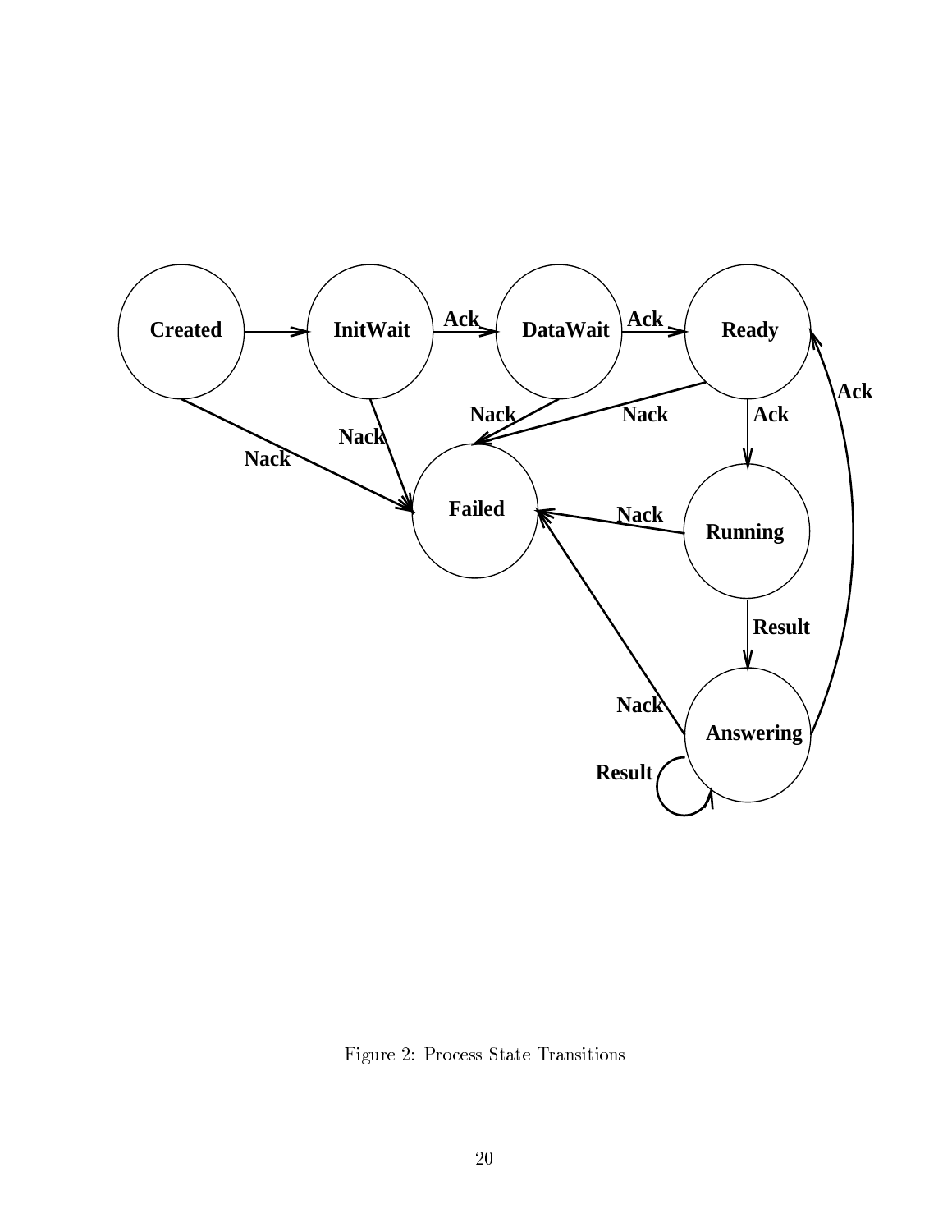Figure 2: Process State Transitions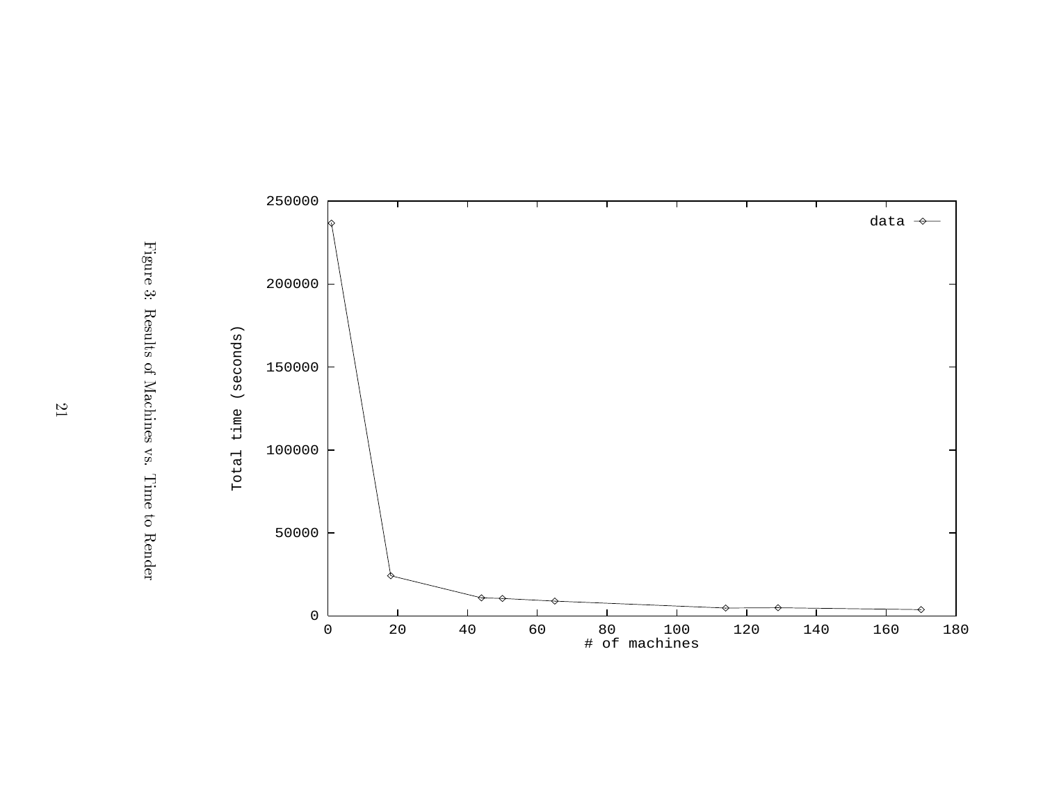Figure 3: Results of Machines vs. Time to Render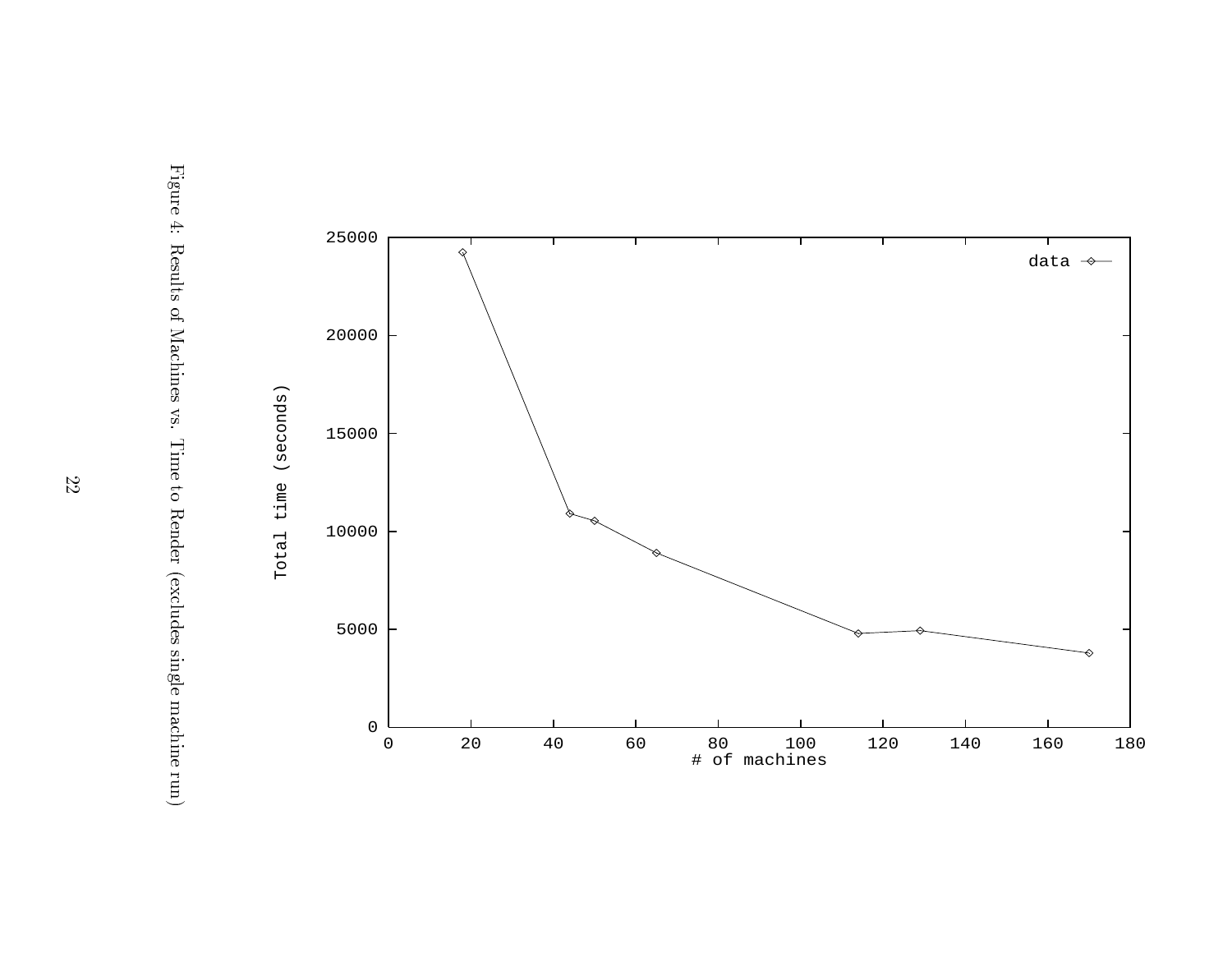25000

20000

15000

10000

5000

0

Total time (seconds)

0 20 40 60 80 100 120 140 160 180

# of machines

data

Figure 4: Results of Machines vs. Time to Render (excludes single machine run)